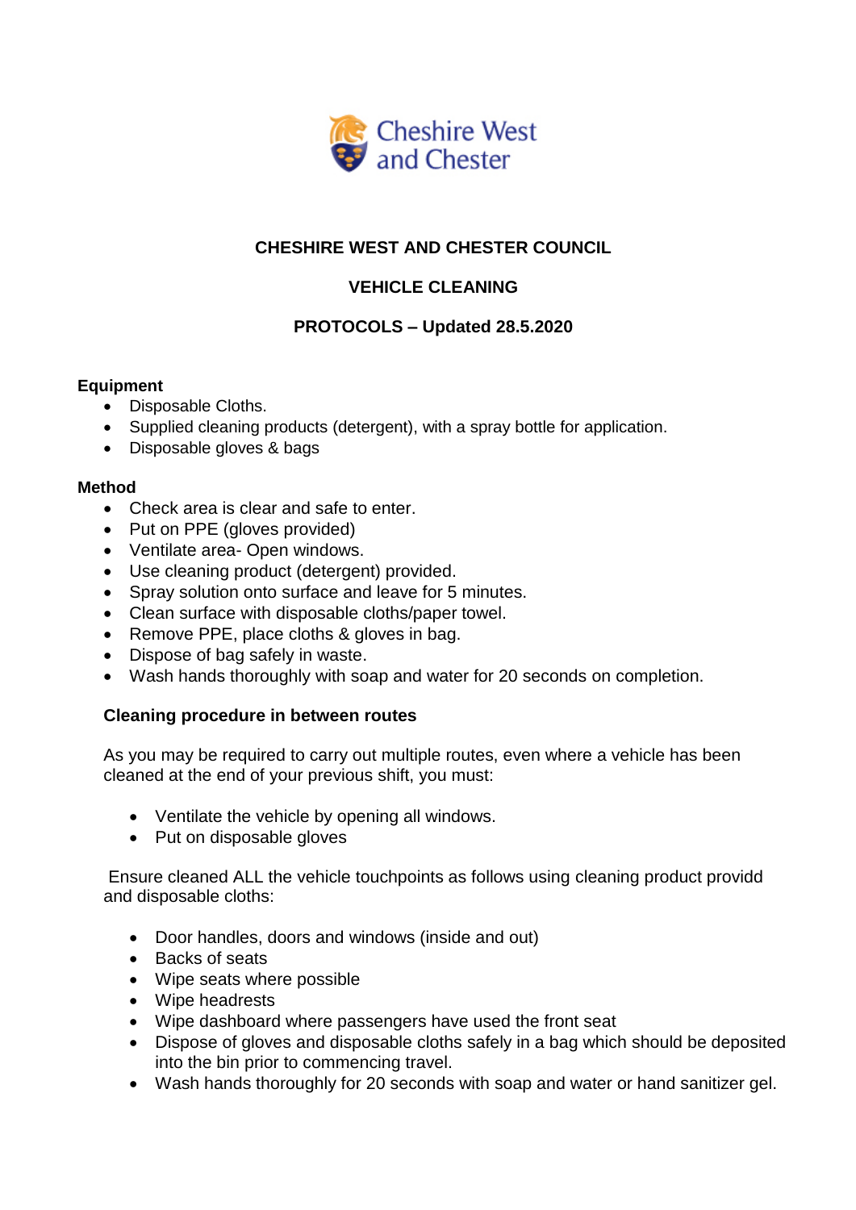Cheshire West and Chester

# CHESHIRE WEST AND CHESTER COUNCIL

## VEHICLE CLEANING

## PROTOCOLS – Updated 28.5.2020

**Equipment**

- Disposable Cloths.
- Supplied cleaning products (detergent), with a spray bottle for application.
- Disposable gloves & bags

**Method**

- Check area is clear and safe to enter.
- Put on PPE (gloves provided)
- Ventilate area- Open windows.
- Use cleaning product (detergent) provided.
- Spray solution onto surface and leave for 5 minutes.
- Clean surface with disposable cloths/paper towel.
- Remove PPE, place cloths & gloves in bag.
- Dispose of bag safely in waste.
- Wash hands thoroughly with soap and water for 20 seconds on completion.

**Cleaning procedure in between routes**

As you may be required to carry out multiple routes, even where a vehicle has been cleaned at the end of your previous shift, you must:

- Ventilate the vehicle by opening all windows.
- Put on disposable gloves

Ensure cleaned ALL the vehicle touchpoints as follows using cleaning product providd and disposable cloths:

- Door handles, doors and windows (inside and out)
- Backs of seats
- Wipe seats where possible
- Wipe headrests
- Wipe dashboard where passengers have used the front seat
- Dispose of gloves and disposable cloths safely in a bag which should be deposited into the bin prior to commencing travel.
- Wash hands thoroughly for 20 seconds with soap and water or hand sanitizer gel.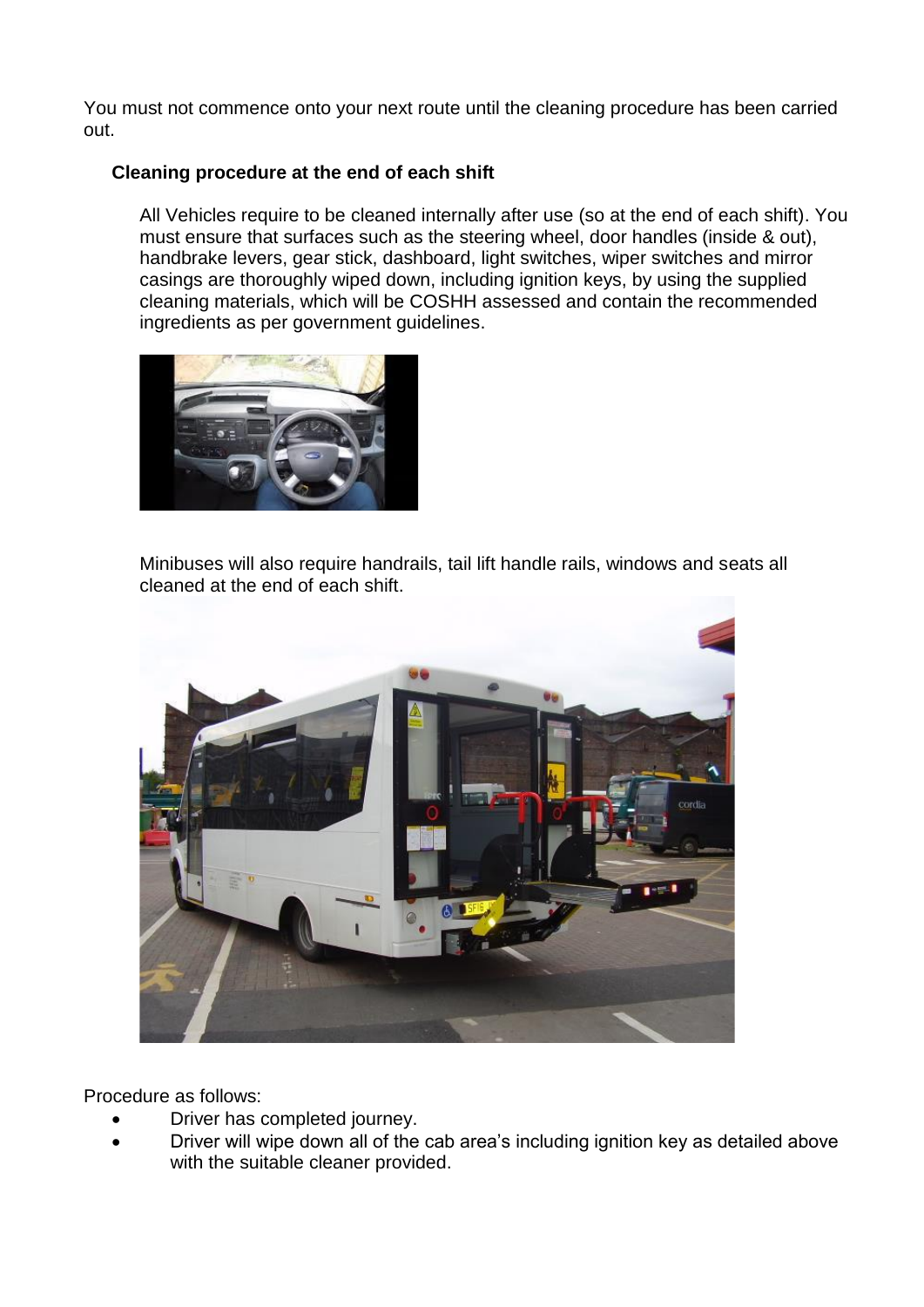You must not commence onto your next route until the cleaning procedure has been carried out.

### Cleaning procedure at the end of each shift

All Vehicles require to be cleaned internally after use (so at the end of each shift). You must ensure that surfaces such as the steering wheel, door handles (inside & out), handbrake levers, gear stick, dashboard, light switches, wiper switches and mirror casings are thoroughly wiped down, including ignition keys, by using the supplied cleaning materials, which will be COSHH assessed and contain the recommended ingredients as per government guidelines.

Minibuses will also require handrails, tail lift handle rails, windows and seats all cleaned at the end of each shift.

Procedure as follows:

- Driver has completed journey.
- Driver will wipe down all of the cab area's including ignition key as detailed above with the suitable cleaner provided.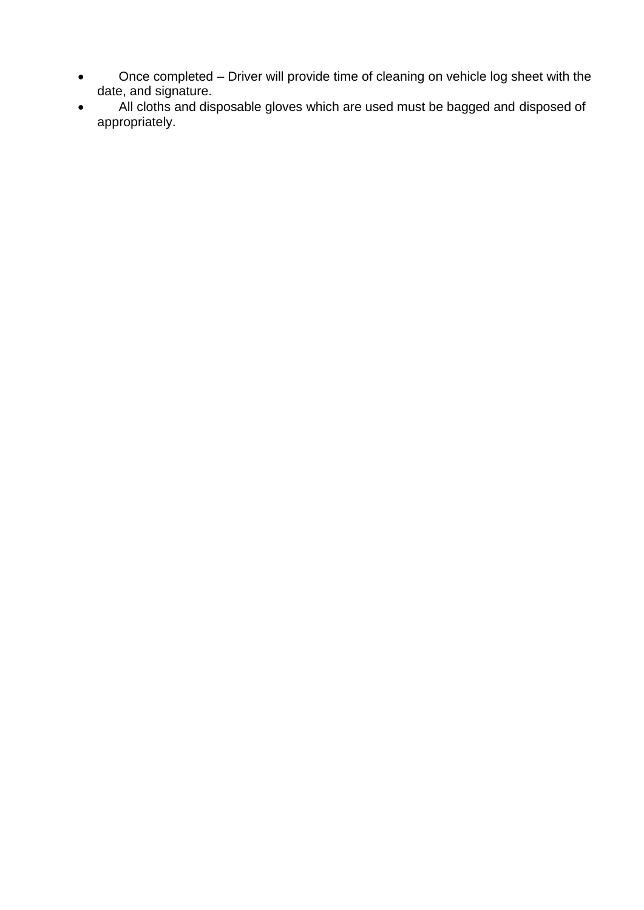- Once completed – Driver will provide time of cleaning on vehicle log sheet with the date, and signature.
- All cloths and disposable gloves which are used must be bagged and disposed of appropriately.